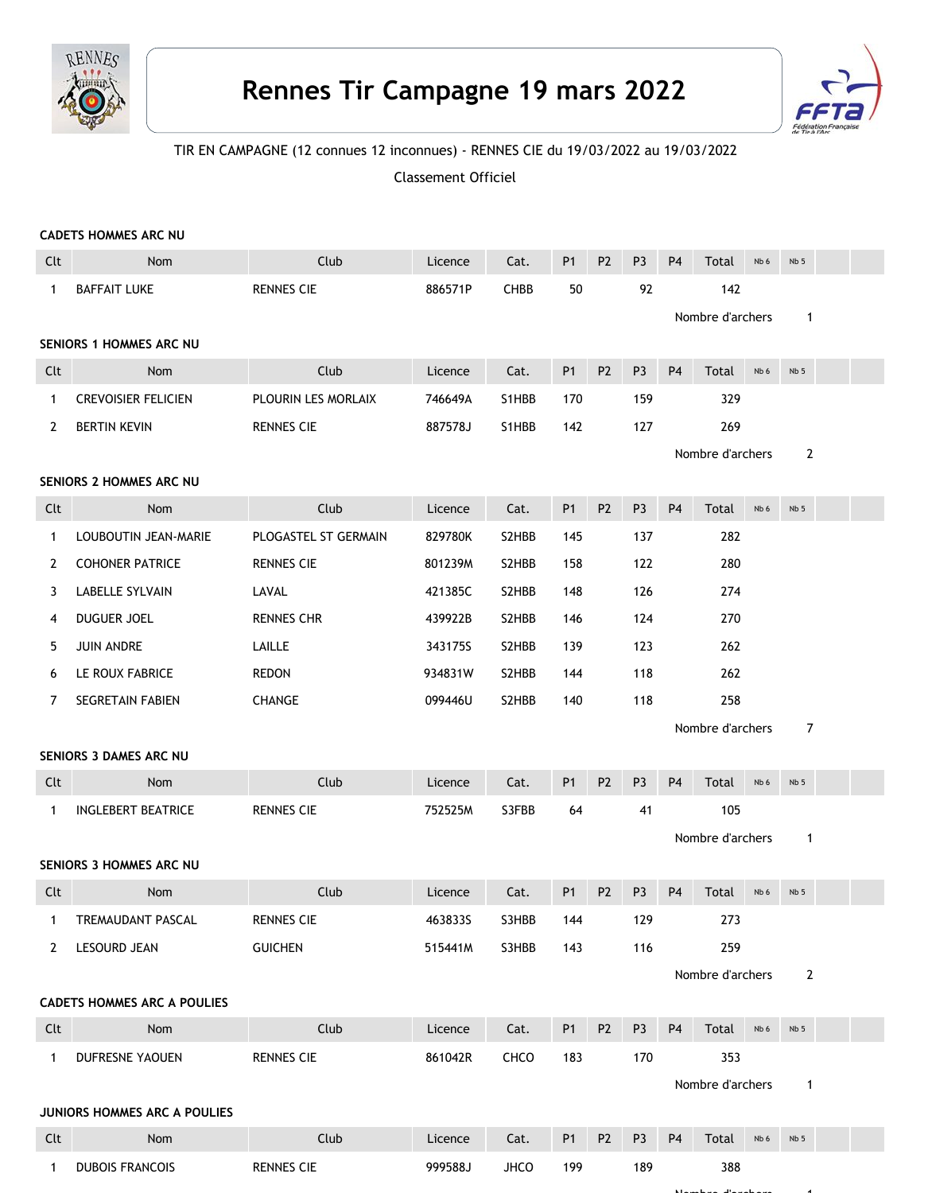# Rennes Tir Campagne 19 mars 2022

TIR EN CAMPAGNE (12 connues 12 inconnues) - RENNES CIE du 19/03/2022 au 19/03/2022

Classement Officiel

**CADETS HOMMES ARC NU**

| Clt | Nom | Club | Licence | Cat. | P1 | P2 | P3 | P4 | Total | Nb 6 | Nb 5 | | |
|---|---|---|---|---|---|---|---|---|---|---|---|---|---|
| 1 | BAFFAIT LUKE | RENNES CIE | 886571P | CHBB | 50 | | 92 | | 142 | | | | |

Nombre d'archers 1

**SENIORS 1 HOMMES ARC NU**

| Clt | Nom | Club | Licence | Cat. | P1 | P2 | P3 | P4 | Total | Nb 6 | Nb 5 | | |
|---|---|---|---|---|---|---|---|---|---|---|---|---|---|
| 1 | CREVOISIER FELICIEN | PLOURIN LES MORLAIX | 746649A | S1HBB | 170 | | 159 | | 329 | | | | |
| 2 | BERTIN KEVIN | RENNES CIE | 887578J | S1HBB | 142 | | 127 | | 269 | | | | |

Nombre d'archers 2

**SENIORS 2 HOMMES ARC NU**

| Clt | Nom | Club | Licence | Cat. | P1 | P2 | P3 | P4 | Total | Nb 6 | Nb 5 | | |
|---|---|---|---|---|---|---|---|---|---|---|---|---|---|
| 1 | LOUBOUTIN JEAN-MARIE | PLOGASTEL ST GERMAIN | 829780K | S2HBB | 145 | | 137 | | 282 | | | | |
| 2 | COHONER PATRICE | RENNES CIE | 801239M | S2HBB | 158 | | 122 | | 280 | | | | |
| 3 | LABELLE SYLVAIN | LAVAL | 421385C | S2HBB | 148 | | 126 | | 274 | | | | |
| 4 | DUGUER JOEL | RENNES CHR | 439922B | S2HBB | 146 | | 124 | | 270 | | | | |
| 5 | JUIN ANDRE | LAILLE | 343175S | S2HBB | 139 | | 123 | | 262 | | | | |
| 6 | LE ROUX FABRICE | REDON | 934831W | S2HBB | 144 | | 118 | | 262 | | | | |
| 7 | SEGRETAIN FABIEN | CHANGE | 099446U | S2HBB | 140 | | 118 | | 258 | | | | |

Nombre d'archers 7

**SENIORS 3 DAMES ARC NU**

| Clt | Nom | Club | Licence | Cat. | P1 | P2 | P3 | P4 | Total | Nb 6 | Nb 5 | | |
|---|---|---|---|---|---|---|---|---|---|---|---|---|---|
| 1 | INGLEBERT BEATRICE | RENNES CIE | 752525M | S3FBB | 64 | | 41 | | 105 | | | | |

Nombre d'archers 1

**SENIORS 3 HOMMES ARC NU**

| Clt | Nom | Club | Licence | Cat. | P1 | P2 | P3 | P4 | Total | Nb 6 | Nb 5 | | |
|---|---|---|---|---|---|---|---|---|---|---|---|---|---|
| 1 | TREMAUDANT PASCAL | RENNES CIE | 463833S | S3HBB | 144 | | 129 | | 273 | | | | |
| 2 | LESOURD JEAN | GUICHEN | 515441M | S3HBB | 143 | | 116 | | 259 | | | | |

Nombre d'archers 2

**CADETS HOMMES ARC A POULIES**

| Clt | Nom | Club | Licence | Cat. | P1 | P2 | P3 | P4 | Total | Nb 6 | Nb 5 | | |
|---|---|---|---|---|---|---|---|---|---|---|---|---|---|
| 1 | DUFRESNE YAOUEN | RENNES CIE | 861042R | CHCO | 183 | | 170 | | 353 | | | | |

Nombre d'archers 1

**JUNIORS HOMMES ARC A POULIES**

| Clt | Nom | Club | Licence | Cat. | P1 | P2 | P3 | P4 | Total | Nb 6 | Nb 5 | | |
|---|---|---|---|---|---|---|---|---|---|---|---|---|---|
| 1 | DUBOIS FRANCOIS | RENNES CIE | 999588J | JHCO | 199 | | 189 | | 388 | | | | |

Nombre d'archers 1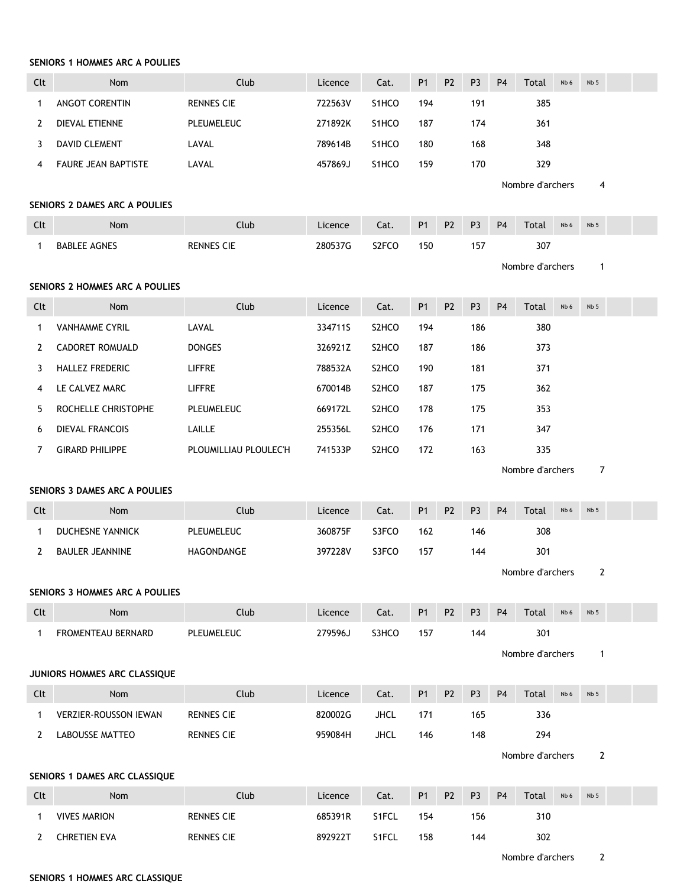**SENIORS 1 HOMMES ARC A POULIES**

| Clt | Nom | Club | Licence | Cat. | P1 | P2 | P3 | P4 | Total | Nb 6 | Nb 5 | | |
|---|---|---|---|---|---|---|---|---|---|---|---|---|---|
| 1 | ANGOT CORENTIN | RENNES CIE | 722563V | S1HCO | 194 | | 191 | | 385 | | | | |
| 2 | DIEVAL ETIENNE | PLEUMELEUC | 271892K | S1HCO | 187 | | 174 | | 361 | | | | |
| 3 | DAVID CLEMENT | LAVAL | 789614B | S1HCO | 180 | | 168 | | 348 | | | | |
| 4 | FAURE JEAN BAPTISTE | LAVAL | 457869J | S1HCO | 159 | | 170 | | 329 | | | | |

Nombre d'archers 4

**SENIORS 2 DAMES ARC A POULIES**

| Clt | Nom | Club | Licence | Cat. | P1 | P2 | P3 | P4 | Total | Nb 6 | Nb 5 | | |
|---|---|---|---|---|---|---|---|---|---|---|---|---|---|
| 1 | BABLEE AGNES | RENNES CIE | 280537G | S2FCO | 150 | | 157 | | 307 | | | | |

Nombre d'archers 1

**SENIORS 2 HOMMES ARC A POULIES**

| Clt | Nom | Club | Licence | Cat. | P1 | P2 | P3 | P4 | Total | Nb 6 | Nb 5 | | |
|---|---|---|---|---|---|---|---|---|---|---|---|---|---|
| 1 | VANHAMME CYRIL | LAVAL | 334711S | S2HCO | 194 | | 186 | | 380 | | | | |
| 2 | CADORET ROMUALD | DONGES | 326921Z | S2HCO | 187 | | 186 | | 373 | | | | |
| 3 | HALLEZ FREDERIC | LIFFRE | 788532A | S2HCO | 190 | | 181 | | 371 | | | | |
| 4 | LE CALVEZ MARC | LIFFRE | 670014B | S2HCO | 187 | | 175 | | 362 | | | | |
| 5 | ROCHELLE CHRISTOPHE | PLEUMELEUC | 669172L | S2HCO | 178 | | 175 | | 353 | | | | |
| 6 | DIEVAL FRANCOIS | LAILLE | 255356L | S2HCO | 176 | | 171 | | 347 | | | | |
| 7 | GIRARD PHILIPPE | PLOUMILLIAU PLOULEC'H | 741533P | S2HCO | 172 | | 163 | | 335 | | | | |

Nombre d'archers 7

**SENIORS 3 DAMES ARC A POULIES**

| Clt | Nom | Club | Licence | Cat. | P1 | P2 | P3 | P4 | Total | Nb 6 | Nb 5 | | |
|---|---|---|---|---|---|---|---|---|---|---|---|---|---|
| 1 | DUCHESNE YANNICK | PLEUMELEUC | 360875F | S3FCO | 162 | | 146 | | 308 | | | | |
| 2 | BAULER JEANNINE | HAGONDANGE | 397228V | S3FCO | 157 | | 144 | | 301 | | | | |

Nombre d'archers 2

**SENIORS 3 HOMMES ARC A POULIES**

| Clt | Nom | Club | Licence | Cat. | P1 | P2 | P3 | P4 | Total | Nb 6 | Nb 5 | | |
|---|---|---|---|---|---|---|---|---|---|---|---|---|---|
| 1 | FROMENTEAU BERNARD | PLEUMELEUC | 279596J | S3HCO | 157 | | 144 | | 301 | | | | |

Nombre d'archers 1

**JUNIORS HOMMES ARC CLASSIQUE**

| Clt | Nom | Club | Licence | Cat. | P1 | P2 | P3 | P4 | Total | Nb 6 | Nb 5 | | |
|---|---|---|---|---|---|---|---|---|---|---|---|---|---|
| 1 | VERZIER-ROUSSON IEWAN | RENNES CIE | 820002G | JHCL | 171 | | 165 | | 336 | | | | |
| 2 | LABOUSSE MATTEO | RENNES CIE | 959084H | JHCL | 146 | | 148 | | 294 | | | | |

Nombre d'archers 2

**SENIORS 1 DAMES ARC CLASSIQUE**

| Clt | Nom | Club | Licence | Cat. | P1 | P2 | P3 | P4 | Total | Nb 6 | Nb 5 | | |
|---|---|---|---|---|---|---|---|---|---|---|---|---|---|
| 1 | VIVES MARION | RENNES CIE | 685391R | S1FCL | 154 | | 156 | | 310 | | | | |
| 2 | CHRETIEN EVA | RENNES CIE | 892922T | S1FCL | 158 | | 144 | | 302 | | | | |

Nombre d'archers 2

**SENIORS 1 HOMMES ARC CLASSIQUE**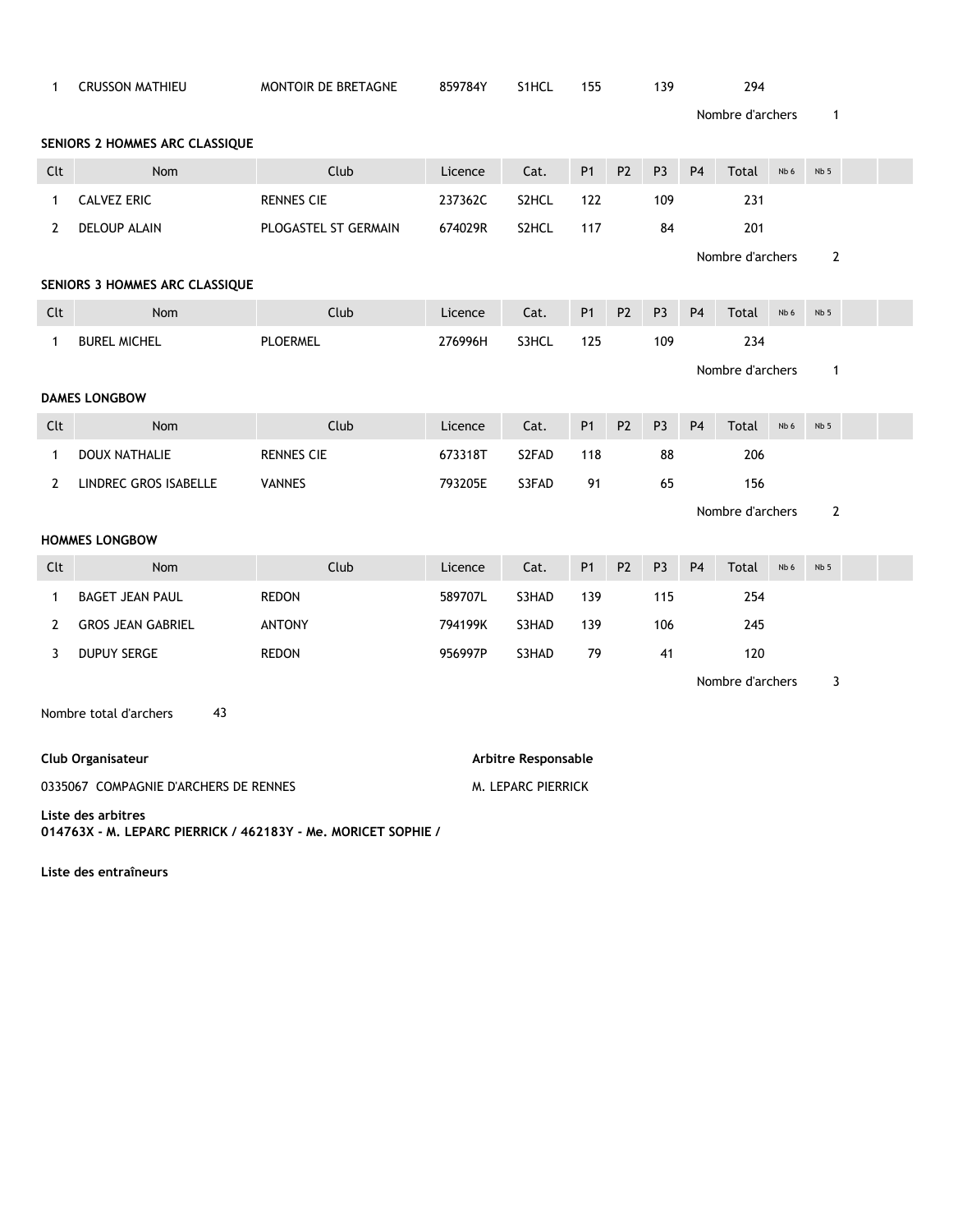| Clt | Nom | Club | Licence | Cat. | P1 | P2 | P3 | P4 | Total | Nb 6 | Nb 5 | | |
|---|---|---|---|---|---|---|---|---|---|---|---|---|---|
| 1 | CRUSSON MATHIEU | MONTOIR DE BRETAGNE | 859784Y | S1HCL | 155 | | 139 | | 294 | | | | |

Nombre d'archers 1

**SENIORS 2 HOMMES ARC CLASSIQUE**

| Clt | Nom | Club | Licence | Cat. | P1 | P2 | P3 | P4 | Total | Nb 6 | Nb 5 | | |
|---|---|---|---|---|---|---|---|---|---|---|---|---|---|
| 1 | CALVEZ ERIC | RENNES CIE | 237362C | S2HCL | 122 | | 109 | | 231 | | | | |
| 2 | DELOUP ALAIN | PLOGASTEL ST GERMAIN | 674029R | S2HCL | 117 | | 84 | | 201 | | | | |

Nombre d'archers 2

**SENIORS 3 HOMMES ARC CLASSIQUE**

| Clt | Nom | Club | Licence | Cat. | P1 | P2 | P3 | P4 | Total | Nb 6 | Nb 5 | | |
|---|---|---|---|---|---|---|---|---|---|---|---|---|---|
| 1 | BUREL MICHEL | PLOERMEL | 276996H | S3HCL | 125 | | 109 | | 234 | | | | |

Nombre d'archers 1

**DAMES LONGBOW**

| Clt | Nom | Club | Licence | Cat. | P1 | P2 | P3 | P4 | Total | Nb 6 | Nb 5 | | |
|---|---|---|---|---|---|---|---|---|---|---|---|---|---|
| 1 | DOUX NATHALIE | RENNES CIE | 673318T | S2FAD | 118 | | 88 | | 206 | | | | |
| 2 | LINDREC GROS ISABELLE | VANNES | 793205E | S3FAD | 91 | | 65 | | 156 | | | | |

Nombre d'archers 2

**HOMMES LONGBOW**

| Clt | Nom | Club | Licence | Cat. | P1 | P2 | P3 | P4 | Total | Nb 6 | Nb 5 | | |
|---|---|---|---|---|---|---|---|---|---|---|---|---|---|
| 1 | BAGET JEAN PAUL | REDON | 589707L | S3HAD | 139 | | 115 | | 254 | | | | |
| 2 | GROS JEAN GABRIEL | ANTONY | 794199K | S3HAD | 139 | | 106 | | 245 | | | | |
| 3 | DUPUY SERGE | REDON | 956997P | S3HAD | 79 | | 41 | | 120 | | | | |

Nombre d'archers 3

Nombre total d'archers 43

**Club Organisateur**

0335067 COMPAGNIE D'ARCHERS DE RENNES

**Arbitre Responsable**

M. LEPARC PIERRICK

**Liste des arbitres**
**014763X - M. LEPARC PIERRICK / 462183Y - Me. MORICET SOPHIE /**

**Liste des entraîneurs**